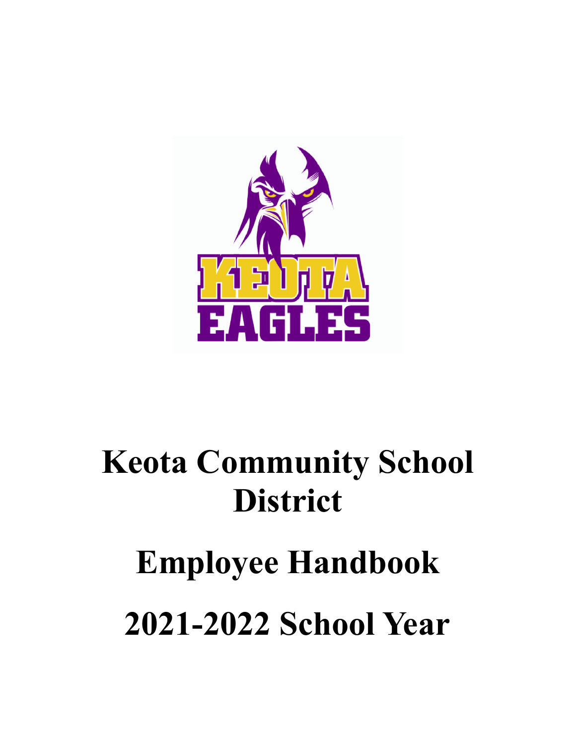# Keota Community School District

# Employee Handbook

# 2021-2022 School Year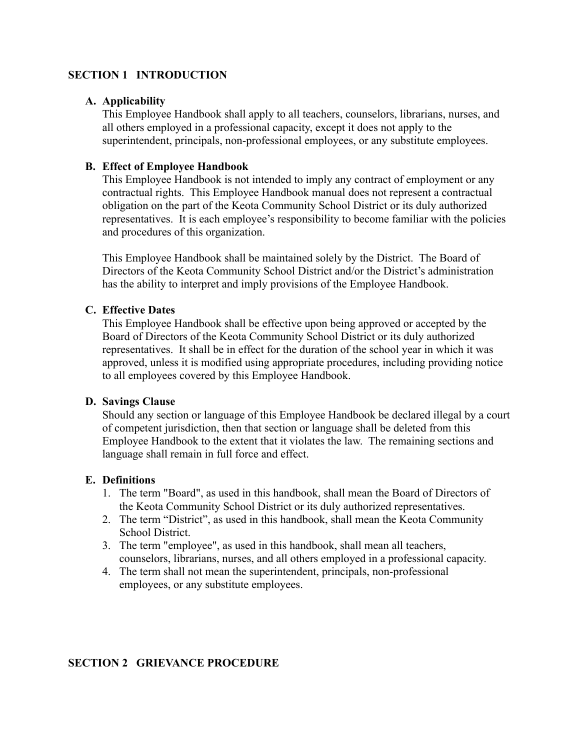## SECTION 1 INTRODUCTION

### A. Applicability

This Employee Handbook shall apply to all teachers, counselors, librarians, nurses, and all others employed in a professional capacity, except it does not apply to the superintendent, principals, non-professional employees, or any substitute employees.

### B. Effect of Employee Handbook

This Employee Handbook is not intended to imply any contract of employment or any contractual rights. This Employee Handbook manual does not represent a contractual obligation on the part of the Keota Community School District or its duly authorized representatives. It is each employee's responsibility to become familiar with the policies and procedures of this organization.

This Employee Handbook shall be maintained solely by the District. The Board of Directors of the Keota Community School District and/or the District's administration has the ability to interpret and imply provisions of the Employee Handbook.

### C. Effective Dates

This Employee Handbook shall be effective upon being approved or accepted by the Board of Directors of the Keota Community School District or its duly authorized representatives. It shall be in effect for the duration of the school year in which it was approved, unless it is modified using appropriate procedures, including providing notice to all employees covered by this Employee Handbook.

### D. Savings Clause

Should any section or language of this Employee Handbook be declared illegal by a court of competent jurisdiction, then that section or language shall be deleted from this Employee Handbook to the extent that it violates the law. The remaining sections and language shall remain in full force and effect.

### E. Definitions

1. The term "Board", as used in this handbook, shall mean the Board of Directors of the Keota Community School District or its duly authorized representatives.
2. The term "District", as used in this handbook, shall mean the Keota Community School District.
3. The term "employee", as used in this handbook, shall mean all teachers, counselors, librarians, nurses, and all others employed in a professional capacity.
4. The term shall not mean the superintendent, principals, non-professional employees, or any substitute employees.

## SECTION 2 GRIEVANCE PROCEDURE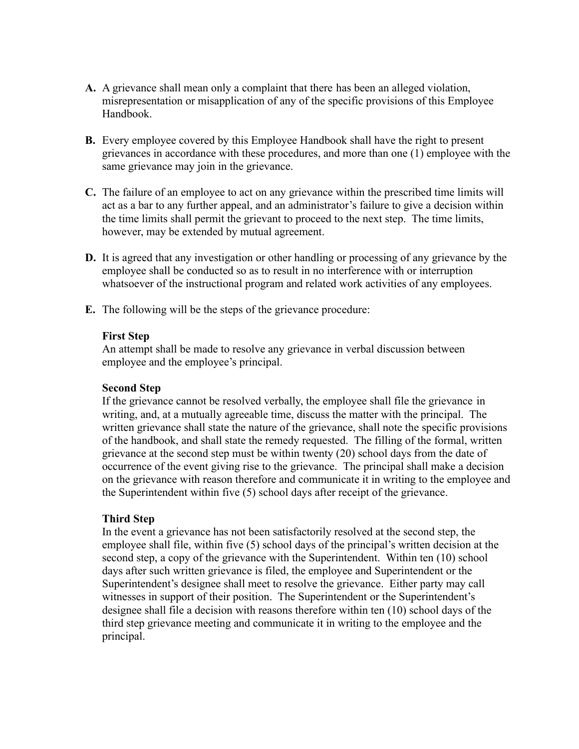**A.** A grievance shall mean only a complaint that there has been an alleged violation, misrepresentation or misapplication of any of the specific provisions of this Employee Handbook.

**B.** Every employee covered by this Employee Handbook shall have the right to present grievances in accordance with these procedures, and more than one (1) employee with the same grievance may join in the grievance.

**C.** The failure of an employee to act on any grievance within the prescribed time limits will act as a bar to any further appeal, and an administrator's failure to give a decision within the time limits shall permit the grievant to proceed to the next step. The time limits, however, may be extended by mutual agreement.

**D.** It is agreed that any investigation or other handling or processing of any grievance by the employee shall be conducted so as to result in no interference with or interruption whatsoever of the instructional program and related work activities of any employees.

**E.** The following will be the steps of the grievance procedure:

**First Step**
An attempt shall be made to resolve any grievance in verbal discussion between employee and the employee's principal.

**Second Step**
If the grievance cannot be resolved verbally, the employee shall file the grievance in writing, and, at a mutually agreeable time, discuss the matter with the principal. The written grievance shall state the nature of the grievance, shall note the specific provisions of the handbook, and shall state the remedy requested. The filling of the formal, written grievance at the second step must be within twenty (20) school days from the date of occurrence of the event giving rise to the grievance. The principal shall make a decision on the grievance with reason therefore and communicate it in writing to the employee and the Superintendent within five (5) school days after receipt of the grievance.

**Third Step**
In the event a grievance has not been satisfactorily resolved at the second step, the employee shall file, within five (5) school days of the principal's written decision at the second step, a copy of the grievance with the Superintendent. Within ten (10) school days after such written grievance is filed, the employee and Superintendent or the Superintendent's designee shall meet to resolve the grievance. Either party may call witnesses in support of their position. The Superintendent or the Superintendent's designee shall file a decision with reasons therefore within ten (10) school days of the third step grievance meeting and communicate it in writing to the employee and the principal.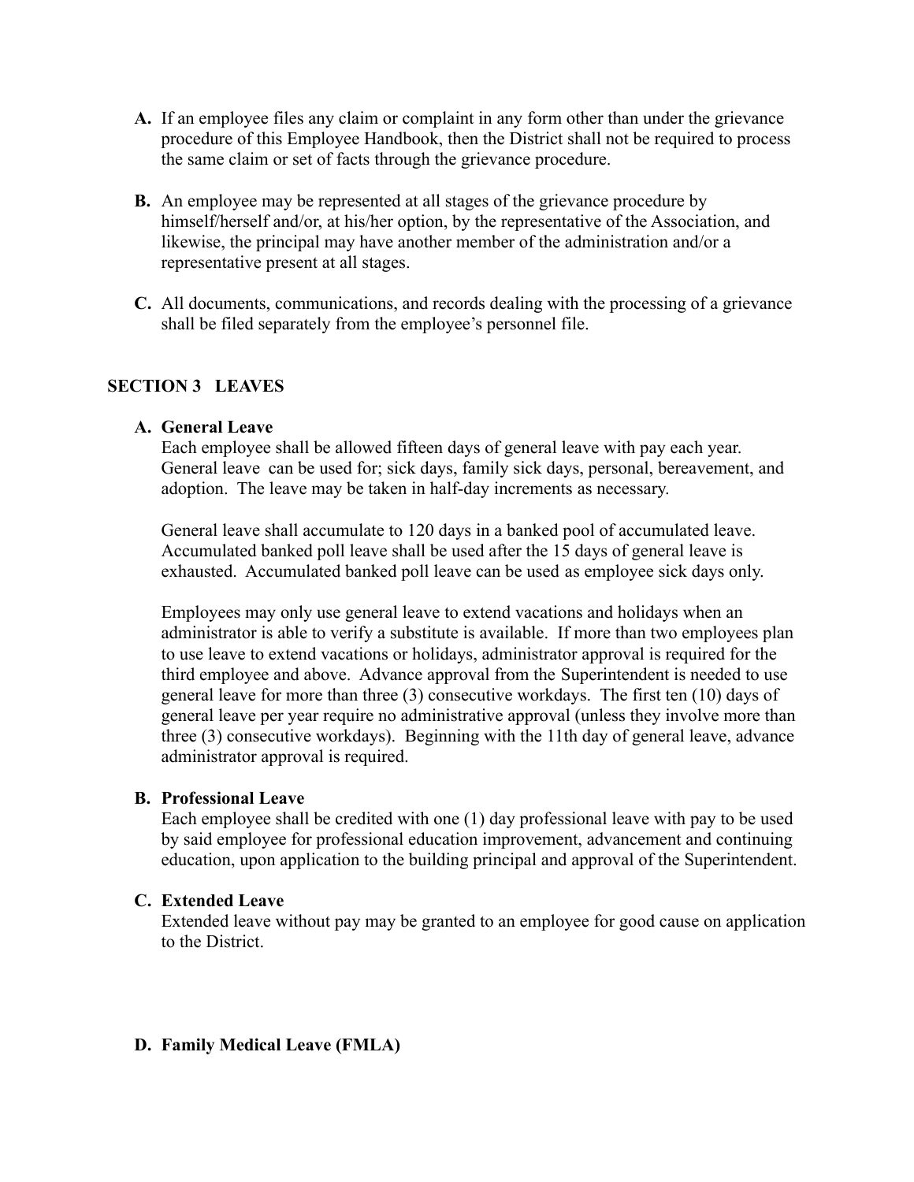**A.** If an employee files any claim or complaint in any form other than under the grievance procedure of this Employee Handbook, then the District shall not be required to process the same claim or set of facts through the grievance procedure.

**B.** An employee may be represented at all stages of the grievance procedure by himself/herself and/or, at his/her option, by the representative of the Association, and likewise, the principal may have another member of the administration and/or a representative present at all stages.

**C.** All documents, communications, and records dealing with the processing of a grievance shall be filed separately from the employee's personnel file.

## SECTION 3 LEAVES

### A. General Leave

Each employee shall be allowed fifteen days of general leave with pay each year. General leave can be used for; sick days, family sick days, personal, bereavement, and adoption. The leave may be taken in half-day increments as necessary.

General leave shall accumulate to 120 days in a banked pool of accumulated leave. Accumulated banked poll leave shall be used after the 15 days of general leave is exhausted. Accumulated banked poll leave can be used as employee sick days only.

Employees may only use general leave to extend vacations and holidays when an administrator is able to verify a substitute is available. If more than two employees plan to use leave to extend vacations or holidays, administrator approval is required for the third employee and above. Advance approval from the Superintendent is needed to use general leave for more than three (3) consecutive workdays. The first ten (10) days of general leave per year require no administrative approval (unless they involve more than three (3) consecutive workdays). Beginning with the 11th day of general leave, advance administrator approval is required.

### B. Professional Leave

Each employee shall be credited with one (1) day professional leave with pay to be used by said employee for professional education improvement, advancement and continuing education, upon application to the building principal and approval of the Superintendent.

### C. Extended Leave

Extended leave without pay may be granted to an employee for good cause on application to the District.

### D. Family Medical Leave (FMLA)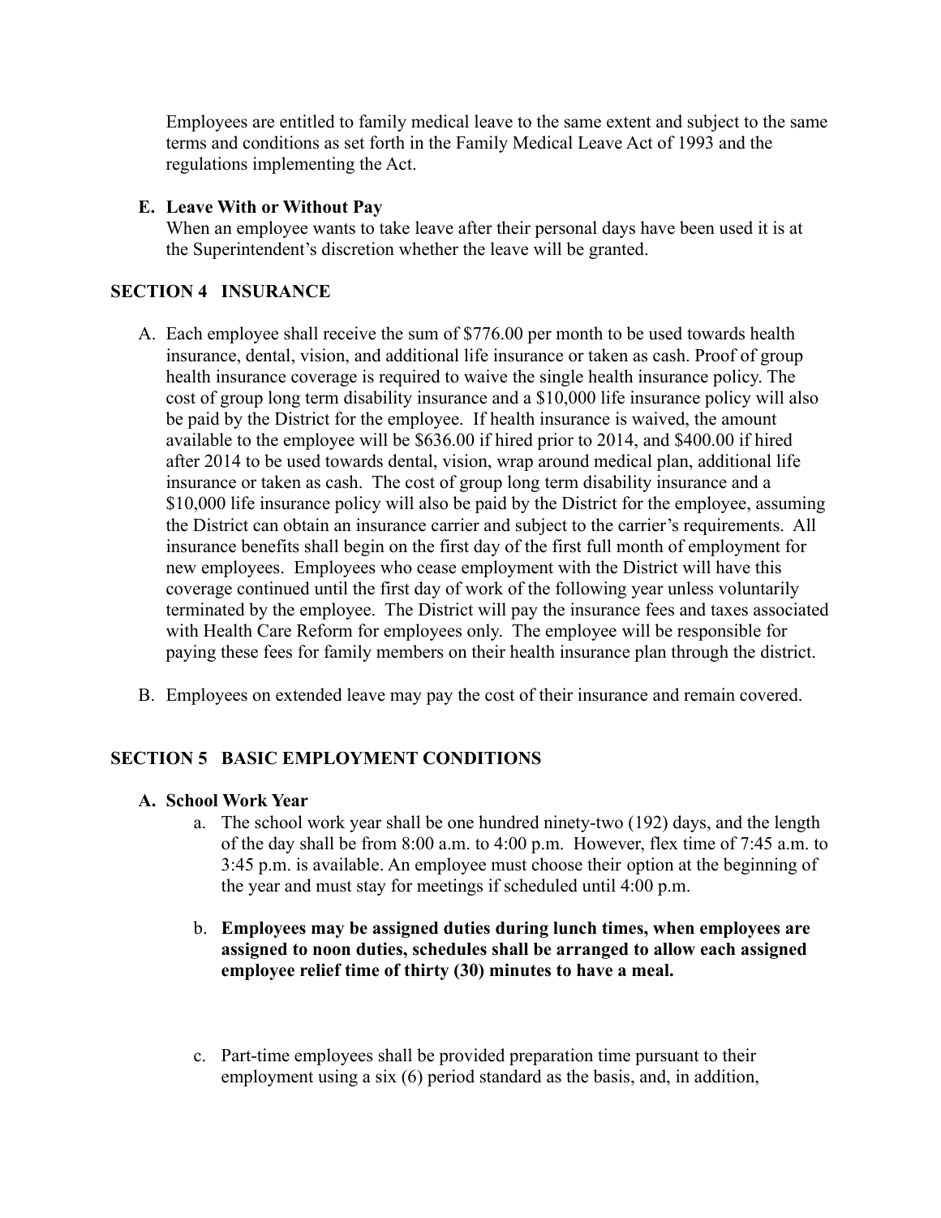Employees are entitled to family medical leave to the same extent and subject to the same terms and conditions as set forth in the Family Medical Leave Act of 1993 and the regulations implementing the Act.

**E. Leave With or Without Pay**

When an employee wants to take leave after their personal days have been used it is at the Superintendent's discretion whether the leave will be granted.

## SECTION 4 INSURANCE

A. Each employee shall receive the sum of $776.00 per month to be used towards health insurance, dental, vision, and additional life insurance or taken as cash. Proof of group health insurance coverage is required to waive the single health insurance policy. The cost of group long term disability insurance and a $10,000 life insurance policy will also be paid by the District for the employee. If health insurance is waived, the amount available to the employee will be $636.00 if hired prior to 2014, and $400.00 if hired after 2014 to be used towards dental, vision, wrap around medical plan, additional life insurance or taken as cash. The cost of group long term disability insurance and a $10,000 life insurance policy will also be paid by the District for the employee, assuming the District can obtain an insurance carrier and subject to the carrier's requirements. All insurance benefits shall begin on the first day of the first full month of employment for new employees. Employees who cease employment with the District will have this coverage continued until the first day of work of the following year unless voluntarily terminated by the employee. The District will pay the insurance fees and taxes associated with Health Care Reform for employees only. The employee will be responsible for paying these fees for family members on their health insurance plan through the district.

B. Employees on extended leave may pay the cost of their insurance and remain covered.

## SECTION 5 BASIC EMPLOYMENT CONDITIONS

**A. School Work Year**

a. The school work year shall be one hundred ninety-two (192) days, and the length of the day shall be from 8:00 a.m. to 4:00 p.m. However, flex time of 7:45 a.m. to 3:45 p.m. is available. An employee must choose their option at the beginning of the year and must stay for meetings if scheduled until 4:00 p.m.

b. **Employees may be assigned duties during lunch times, when employees are assigned to noon duties, schedules shall be arranged to allow each assigned employee relief time of thirty (30) minutes to have a meal.**

c. Part-time employees shall be provided preparation time pursuant to their employment using a six (6) period standard as the basis, and, in addition,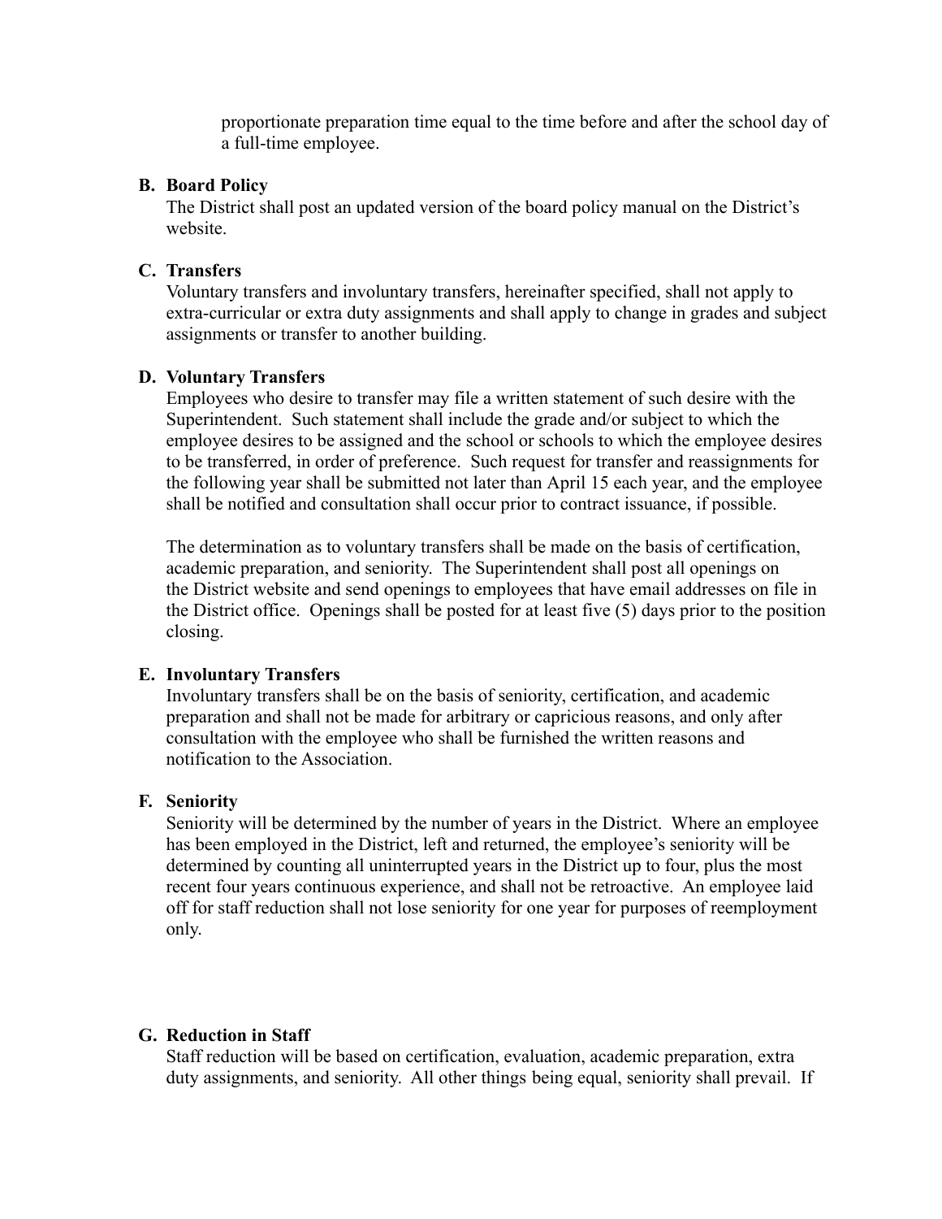proportionate preparation time equal to the time before and after the school day of a full-time employee.

**B. Board Policy**

The District shall post an updated version of the board policy manual on the District's website.

**C. Transfers**

Voluntary transfers and involuntary transfers, hereinafter specified, shall not apply to extra-curricular or extra duty assignments and shall apply to change in grades and subject assignments or transfer to another building.

**D. Voluntary Transfers**

Employees who desire to transfer may file a written statement of such desire with the Superintendent. Such statement shall include the grade and/or subject to which the employee desires to be assigned and the school or schools to which the employee desires to be transferred, in order of preference. Such request for transfer and reassignments for the following year shall be submitted not later than April 15 each year, and the employee shall be notified and consultation shall occur prior to contract issuance, if possible.

The determination as to voluntary transfers shall be made on the basis of certification, academic preparation, and seniority. The Superintendent shall post all openings on the District website and send openings to employees that have email addresses on file in the District office. Openings shall be posted for at least five (5) days prior to the position closing.

**E. Involuntary Transfers**

Involuntary transfers shall be on the basis of seniority, certification, and academic preparation and shall not be made for arbitrary or capricious reasons, and only after consultation with the employee who shall be furnished the written reasons and notification to the Association.

**F. Seniority**

Seniority will be determined by the number of years in the District. Where an employee has been employed in the District, left and returned, the employee's seniority will be determined by counting all uninterrupted years in the District up to four, plus the most recent four years continuous experience, and shall not be retroactive. An employee laid off for staff reduction shall not lose seniority for one year for purposes of reemployment only.

**G. Reduction in Staff**

Staff reduction will be based on certification, evaluation, academic preparation, extra duty assignments, and seniority. All other things being equal, seniority shall prevail. If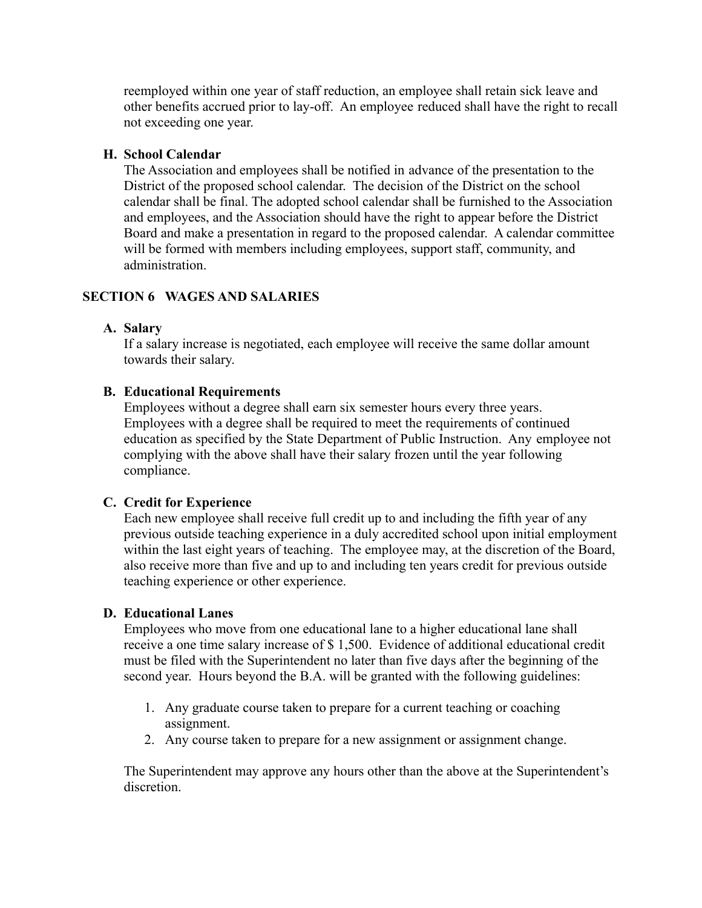reemployed within one year of staff reduction, an employee shall retain sick leave and other benefits accrued prior to lay-off. An employee reduced shall have the right to recall not exceeding one year.

**H. School Calendar**

The Association and employees shall be notified in advance of the presentation to the District of the proposed school calendar. The decision of the District on the school calendar shall be final. The adopted school calendar shall be furnished to the Association and employees, and the Association should have the right to appear before the District Board and make a presentation in regard to the proposed calendar. A calendar committee will be formed with members including employees, support staff, community, and administration.

## SECTION 6 WAGES AND SALARIES

**A. Salary**

If a salary increase is negotiated, each employee will receive the same dollar amount towards their salary.

**B. Educational Requirements**

Employees without a degree shall earn six semester hours every three years. Employees with a degree shall be required to meet the requirements of continued education as specified by the State Department of Public Instruction. Any employee not complying with the above shall have their salary frozen until the year following compliance.

**C. Credit for Experience**

Each new employee shall receive full credit up to and including the fifth year of any previous outside teaching experience in a duly accredited school upon initial employment within the last eight years of teaching. The employee may, at the discretion of the Board, also receive more than five and up to and including ten years credit for previous outside teaching experience or other experience.

**D. Educational Lanes**

Employees who move from one educational lane to a higher educational lane shall receive a one time salary increase of $ 1,500. Evidence of additional educational credit must be filed with the Superintendent no later than five days after the beginning of the second year. Hours beyond the B.A. will be granted with the following guidelines:

1. Any graduate course taken to prepare for a current teaching or coaching assignment.
2. Any course taken to prepare for a new assignment or assignment change.

The Superintendent may approve any hours other than the above at the Superintendent's discretion.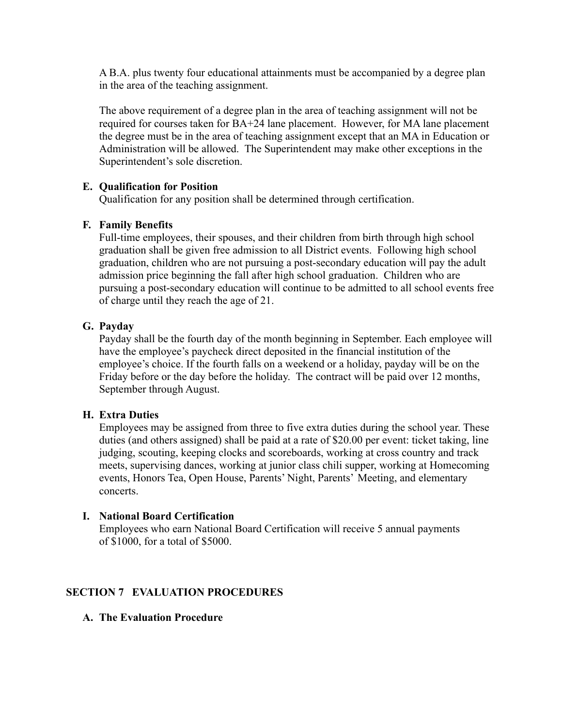A B.A. plus twenty four educational attainments must be accompanied by a degree plan in the area of the teaching assignment.

The above requirement of a degree plan in the area of teaching assignment will not be required for courses taken for BA+24 lane placement. However, for MA lane placement the degree must be in the area of teaching assignment except that an MA in Education or Administration will be allowed. The Superintendent may make other exceptions in the Superintendent's sole discretion.

**E. Qualification for Position**

Qualification for any position shall be determined through certification.

**F. Family Benefits**

Full-time employees, their spouses, and their children from birth through high school graduation shall be given free admission to all District events. Following high school graduation, children who are not pursuing a post-secondary education will pay the adult admission price beginning the fall after high school graduation. Children who are pursuing a post-secondary education will continue to be admitted to all school events free of charge until they reach the age of 21.

**G. Payday**

Payday shall be the fourth day of the month beginning in September. Each employee will have the employee's paycheck direct deposited in the financial institution of the employee's choice. If the fourth falls on a weekend or a holiday, payday will be on the Friday before or the day before the holiday. The contract will be paid over 12 months, September through August.

**H. Extra Duties**

Employees may be assigned from three to five extra duties during the school year. These duties (and others assigned) shall be paid at a rate of $20.00 per event: ticket taking, line judging, scouting, keeping clocks and scoreboards, working at cross country and track meets, supervising dances, working at junior class chili supper, working at Homecoming events, Honors Tea, Open House, Parents' Night, Parents' Meeting, and elementary concerts.

**I. National Board Certification**

Employees who earn National Board Certification will receive 5 annual payments of $1000, for a total of $5000.

## SECTION 7 EVALUATION PROCEDURES

**A. The Evaluation Procedure**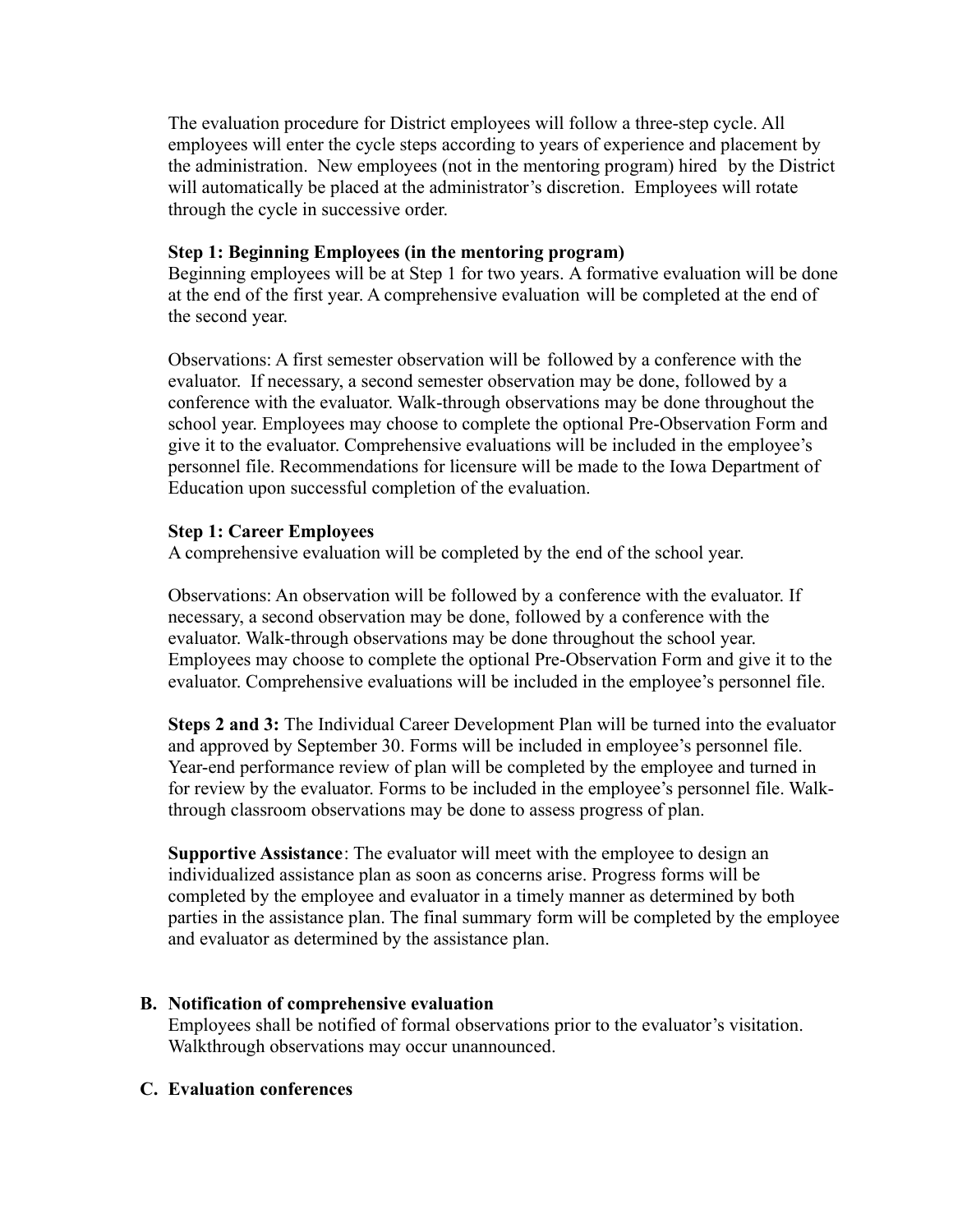The evaluation procedure for District employees will follow a three-step cycle. All employees will enter the cycle steps according to years of experience and placement by the administration. New employees (not in the mentoring program) hired by the District will automatically be placed at the administrator's discretion. Employees will rotate through the cycle in successive order.

**Step 1: Beginning Employees (in the mentoring program)**
Beginning employees will be at Step 1 for two years. A formative evaluation will be done at the end of the first year. A comprehensive evaluation will be completed at the end of the second year.

Observations: A first semester observation will be followed by a conference with the evaluator. If necessary, a second semester observation may be done, followed by a conference with the evaluator. Walk-through observations may be done throughout the school year. Employees may choose to complete the optional Pre-Observation Form and give it to the evaluator. Comprehensive evaluations will be included in the employee's personnel file. Recommendations for licensure will be made to the Iowa Department of Education upon successful completion of the evaluation.

**Step 1: Career Employees**
A comprehensive evaluation will be completed by the end of the school year.

Observations: An observation will be followed by a conference with the evaluator. If necessary, a second observation may be done, followed by a conference with the evaluator. Walk-through observations may be done throughout the school year. Employees may choose to complete the optional Pre-Observation Form and give it to the evaluator. Comprehensive evaluations will be included in the employee's personnel file.

**Steps 2 and 3:** The Individual Career Development Plan will be turned into the evaluator and approved by September 30. Forms will be included in employee's personnel file. Year-end performance review of plan will be completed by the employee and turned in for review by the evaluator. Forms to be included in the employee's personnel file. Walk-through classroom observations may be done to assess progress of plan.

**Supportive Assistance**: The evaluator will meet with the employee to design an individualized assistance plan as soon as concerns arise. Progress forms will be completed by the employee and evaluator in a timely manner as determined by both parties in the assistance plan. The final summary form will be completed by the employee and evaluator as determined by the assistance plan.

**B. Notification of comprehensive evaluation**
Employees shall be notified of formal observations prior to the evaluator's visitation. Walkthrough observations may occur unannounced.

**C. Evaluation conferences**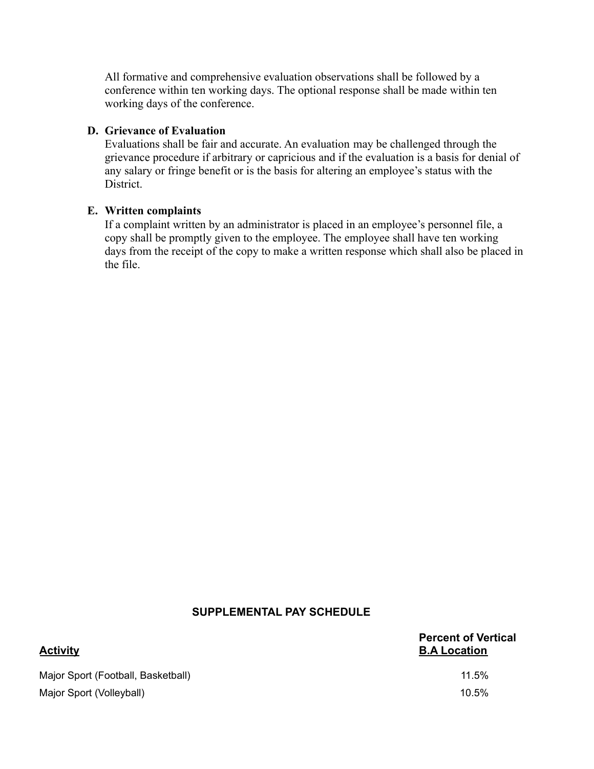All formative and comprehensive evaluation observations shall be followed by a conference within ten working days. The optional response shall be made within ten working days of the conference.

**D. Grievance of Evaluation**

Evaluations shall be fair and accurate. An evaluation may be challenged through the grievance procedure if arbitrary or capricious and if the evaluation is a basis for denial of any salary or fringe benefit or is the basis for altering an employee's status with the District.

**E. Written complaints**

If a complaint written by an administrator is placed in an employee's personnel file, a copy shall be promptly given to the employee. The employee shall have ten working days from the receipt of the copy to make a written response which shall also be placed in the file.

## SUPPLEMENTAL PAY SCHEDULE

| Activity | Percent of Vertical B.A Location |
| --- | --- |
| Major Sport (Football, Basketball) | 11.5% |
| Major Sport (Volleyball) | 10.5% |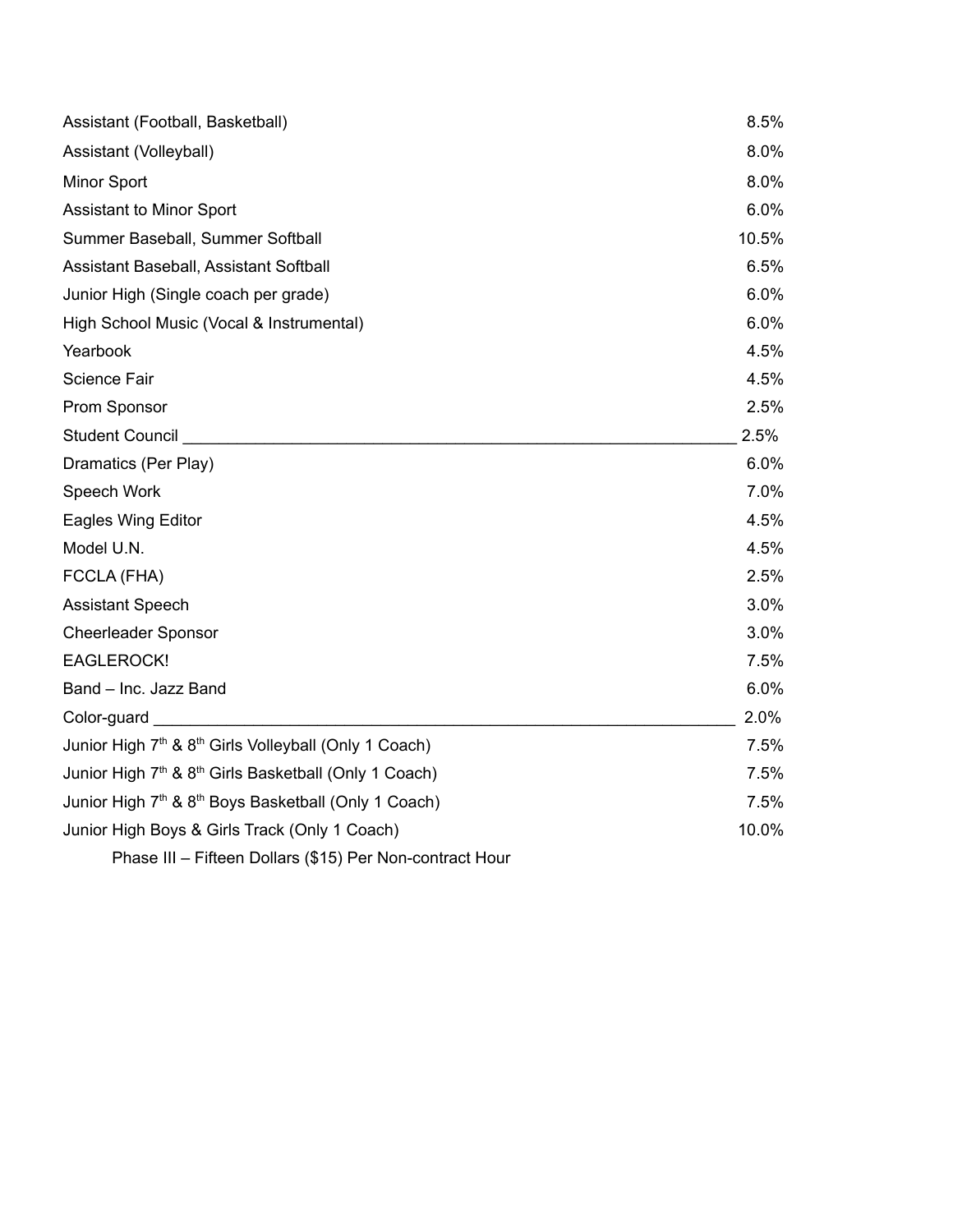| | |
|---|---|
| Assistant (Football, Basketball) | 8.5% |
| Assistant (Volleyball) | 8.0% |
| Minor Sport | 8.0% |
| Assistant to Minor Sport | 6.0% |
| Summer Baseball, Summer Softball | 10.5% |
| Assistant Baseball, Assistant Softball | 6.5% |
| Junior High (Single coach per grade) | 6.0% |
| High School Music (Vocal & Instrumental) | 6.0% |
| Yearbook | 4.5% |
| Science Fair | 4.5% |
| Prom Sponsor | 2.5% |
| Student Council | 2.5% |
| Dramatics (Per Play) | 6.0% |
| Speech Work | 7.0% |
| Eagles Wing Editor | 4.5% |
| Model U.N. | 4.5% |
| FCCLA (FHA) | 2.5% |
| Assistant Speech | 3.0% |
| Cheerleader Sponsor | 3.0% |
| EAGLEROCK! | 7.5% |
| Band – Inc. Jazz Band | 6.0% |
| Color-guard | 2.0% |
| Junior High 7th & 8th Girls Volleyball (Only 1 Coach) | 7.5% |
| Junior High 7th & 8th Girls Basketball (Only 1 Coach) | 7.5% |
| Junior High 7th & 8th Boys Basketball (Only 1 Coach) | 7.5% |
| Junior High Boys & Girls Track (Only 1 Coach) | 10.0% |

Phase III – Fifteen Dollars ($15) Per Non-contract Hour